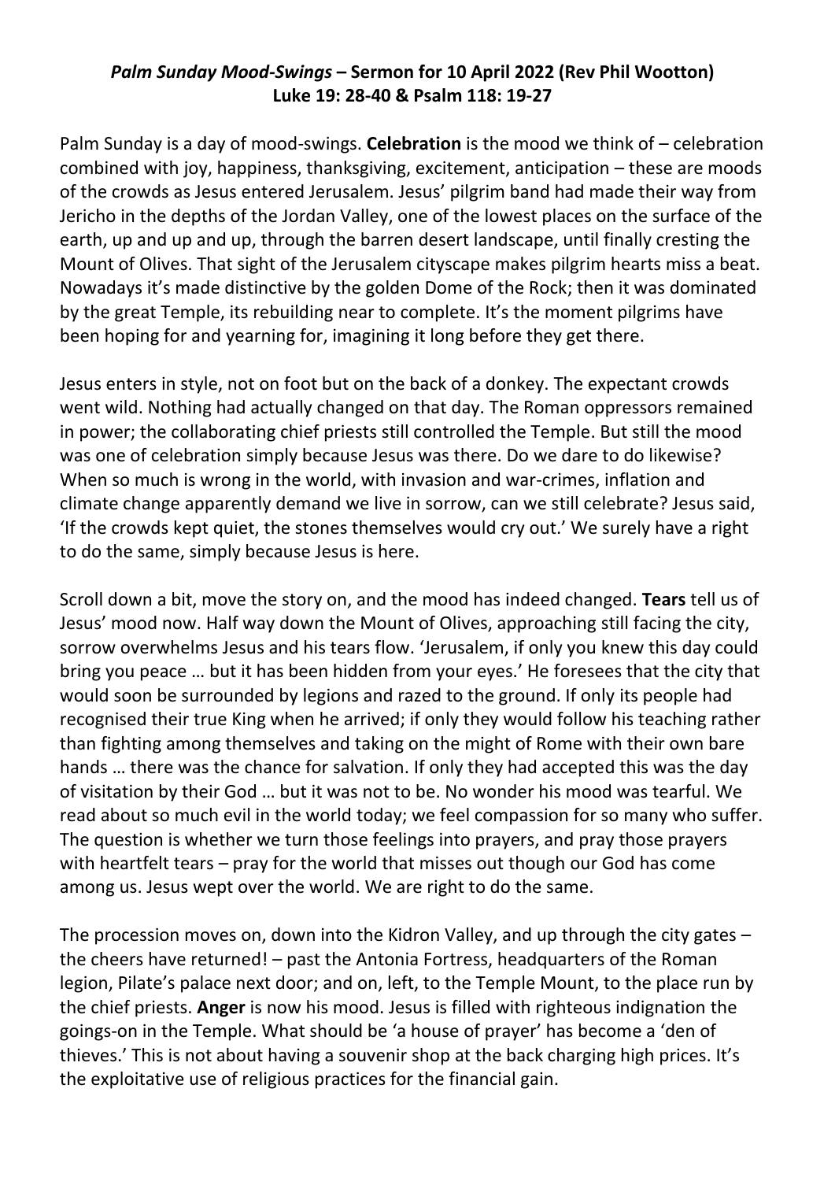## *Palm Sunday Mood-Swings* – Sermon for 10 April 2022 (Rev Phil Wootton)
## Luke 19: 28-40 & Psalm 118: 19-27

Palm Sunday is a day of mood-swings. **Celebration** is the mood we think of – celebration combined with joy, happiness, thanksgiving, excitement, anticipation – these are moods of the crowds as Jesus entered Jerusalem. Jesus' pilgrim band had made their way from Jericho in the depths of the Jordan Valley, one of the lowest places on the surface of the earth, up and up and up, through the barren desert landscape, until finally cresting the Mount of Olives. That sight of the Jerusalem cityscape makes pilgrim hearts miss a beat. Nowadays it's made distinctive by the golden Dome of the Rock; then it was dominated by the great Temple, its rebuilding near to complete. It's the moment pilgrims have been hoping for and yearning for, imagining it long before they get there.

Jesus enters in style, not on foot but on the back of a donkey. The expectant crowds went wild. Nothing had actually changed on that day. The Roman oppressors remained in power; the collaborating chief priests still controlled the Temple. But still the mood was one of celebration simply because Jesus was there. Do we dare to do likewise? When so much is wrong in the world, with invasion and war-crimes, inflation and climate change apparently demand we live in sorrow, can we still celebrate? Jesus said, 'If the crowds kept quiet, the stones themselves would cry out.' We surely have a right to do the same, simply because Jesus is here.

Scroll down a bit, move the story on, and the mood has indeed changed. **Tears** tell us of Jesus' mood now. Half way down the Mount of Olives, approaching still facing the city, sorrow overwhelms Jesus and his tears flow. 'Jerusalem, if only you knew this day could bring you peace … but it has been hidden from your eyes.' He foresees that the city that would soon be surrounded by legions and razed to the ground. If only its people had recognised their true King when he arrived; if only they would follow his teaching rather than fighting among themselves and taking on the might of Rome with their own bare hands … there was the chance for salvation. If only they had accepted this was the day of visitation by their God … but it was not to be. No wonder his mood was tearful. We read about so much evil in the world today; we feel compassion for so many who suffer. The question is whether we turn those feelings into prayers, and pray those prayers with heartfelt tears – pray for the world that misses out though our God has come among us. Jesus wept over the world. We are right to do the same.

The procession moves on, down into the Kidron Valley, and up through the city gates – the cheers have returned! – past the Antonia Fortress, headquarters of the Roman legion, Pilate's palace next door; and on, left, to the Temple Mount, to the place run by the chief priests. **Anger** is now his mood. Jesus is filled with righteous indignation the goings-on in the Temple. What should be 'a house of prayer' has become a 'den of thieves.' This is not about having a souvenir shop at the back charging high prices. It's the exploitative use of religious practices for the financial gain.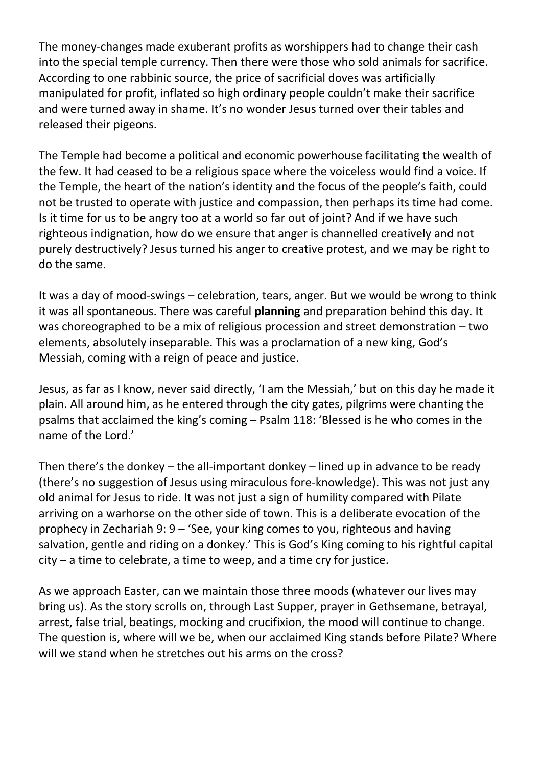The money-changes made exuberant profits as worshippers had to change their cash into the special temple currency. Then there were those who sold animals for sacrifice. According to one rabbinic source, the price of sacrificial doves was artificially manipulated for profit, inflated so high ordinary people couldn't make their sacrifice and were turned away in shame. It's no wonder Jesus turned over their tables and released their pigeons.

The Temple had become a political and economic powerhouse facilitating the wealth of the few. It had ceased to be a religious space where the voiceless would find a voice. If the Temple, the heart of the nation's identity and the focus of the people's faith, could not be trusted to operate with justice and compassion, then perhaps its time had come. Is it time for us to be angry too at a world so far out of joint? And if we have such righteous indignation, how do we ensure that anger is channelled creatively and not purely destructively? Jesus turned his anger to creative protest, and we may be right to do the same.

It was a day of mood-swings – celebration, tears, anger. But we would be wrong to think it was all spontaneous. There was careful **planning** and preparation behind this day. It was choreographed to be a mix of religious procession and street demonstration – two elements, absolutely inseparable. This was a proclamation of a new king, God's Messiah, coming with a reign of peace and justice.

Jesus, as far as I know, never said directly, 'I am the Messiah,' but on this day he made it plain. All around him, as he entered through the city gates, pilgrims were chanting the psalms that acclaimed the king's coming – Psalm 118: 'Blessed is he who comes in the name of the Lord.'

Then there's the donkey – the all-important donkey – lined up in advance to be ready (there's no suggestion of Jesus using miraculous fore-knowledge). This was not just any old animal for Jesus to ride. It was not just a sign of humility compared with Pilate arriving on a warhorse on the other side of town. This is a deliberate evocation of the prophecy in Zechariah 9: 9 – 'See, your king comes to you, righteous and having salvation, gentle and riding on a donkey.' This is God's King coming to his rightful capital city – a time to celebrate, a time to weep, and a time cry for justice.

As we approach Easter, can we maintain those three moods (whatever our lives may bring us). As the story scrolls on, through Last Supper, prayer in Gethsemane, betrayal, arrest, false trial, beatings, mocking and crucifixion, the mood will continue to change. The question is, where will we be, when our acclaimed King stands before Pilate? Where will we stand when he stretches out his arms on the cross?